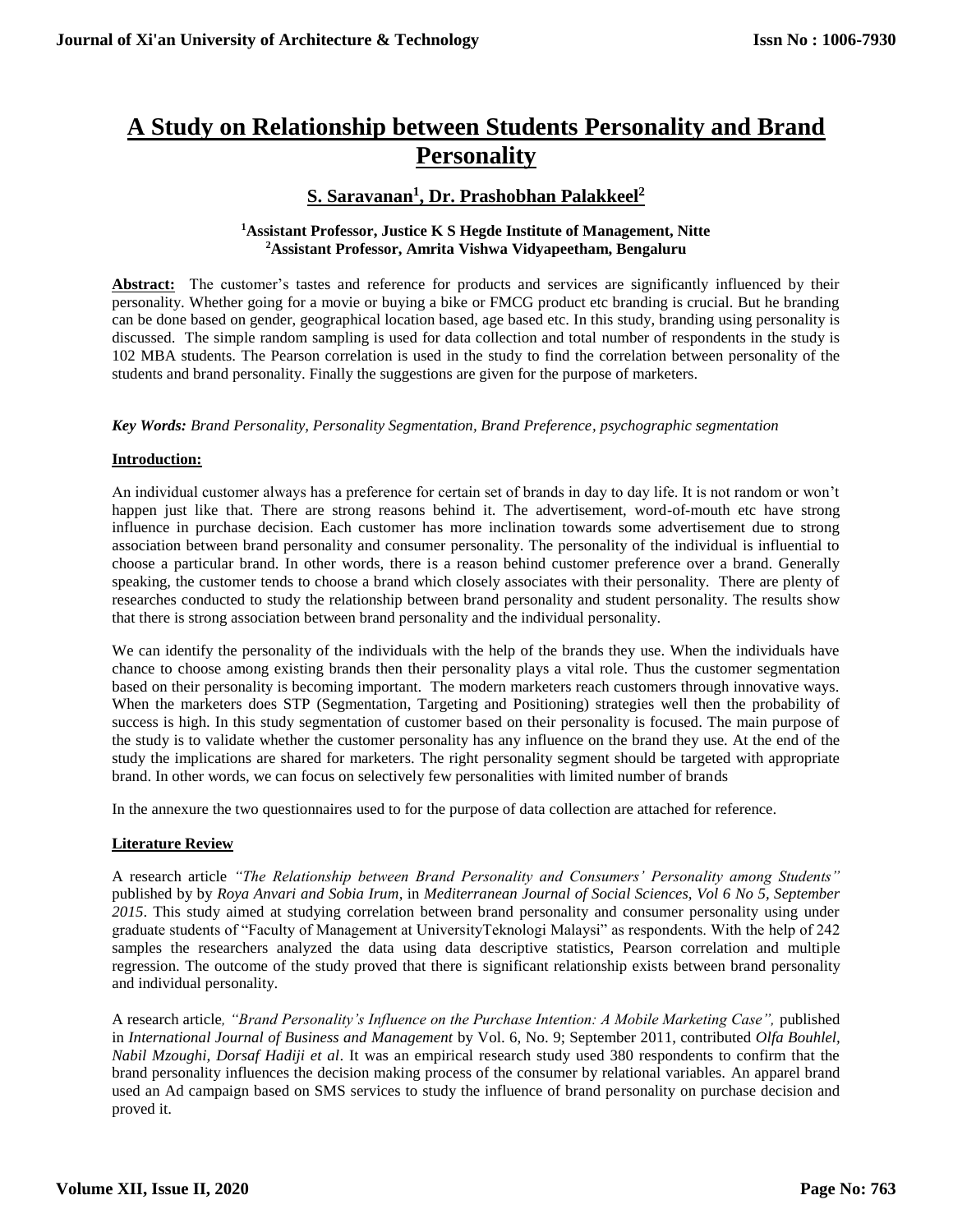# A Study on Relationship between Students Personality and Brand Personality

**S. Saravanan[1], Dr. Prashobhan Palakkeel[2]**

**[1]Assistant Professor, Justice K S Hegde Institute of Management, Nitte**
**[2]Assistant Professor, Amrita Vishwa Vidyapeetham, Bengaluru**

**Abstract:** The customer's tastes and reference for products and services are significantly influenced by their personality. Whether going for a movie or buying a bike or FMCG product etc branding is crucial. But he branding can be done based on gender, geographical location based, age based etc. In this study, branding using personality is discussed. The simple random sampling is used for data collection and total number of respondents in the study is 102 MBA students. The Pearson correlation is used in the study to find the correlation between personality of the students and brand personality. Finally the suggestions are given for the purpose of marketers.

***Key Words:** Brand Personality, Personality Segmentation, Brand Preference, psychographic segmentation*

## Introduction:

An individual customer always has a preference for certain set of brands in day to day life. It is not random or won't happen just like that. There are strong reasons behind it. The advertisement, word-of-mouth etc have strong influence in purchase decision. Each customer has more inclination towards some advertisement due to strong association between brand personality and consumer personality. The personality of the individual is influential to choose a particular brand. In other words, there is a reason behind customer preference over a brand. Generally speaking, the customer tends to choose a brand which closely associates with their personality. There are plenty of researches conducted to study the relationship between brand personality and student personality. The results show that there is strong association between brand personality and the individual personality.

We can identify the personality of the individuals with the help of the brands they use. When the individuals have chance to choose among existing brands then their personality plays a vital role. Thus the customer segmentation based on their personality is becoming important. The modern marketers reach customers through innovative ways. When the marketers does STP (Segmentation, Targeting and Positioning) strategies well then the probability of success is high. In this study segmentation of customer based on their personality is focused. The main purpose of the study is to validate whether the customer personality has any influence on the brand they use. At the end of the study the implications are shared for marketers. The right personality segment should be targeted with appropriate brand. In other words, we can focus on selectively few personalities with limited number of brands

In the annexure the two questionnaires used to for the purpose of data collection are attached for reference.

## Literature Review

A research article *"The Relationship between Brand Personality and Consumers' Personality among Students"* published by by *Roya Anvari and Sobia Irum*, in *Mediterranean Journal of Social Sciences, Vol 6 No 5, September 2015*. This study aimed at studying correlation between brand personality and consumer personality using under graduate students of "Faculty of Management at UniversityTeknologi Malaysi" as respondents. With the help of 242 samples the researchers analyzed the data using data descriptive statistics, Pearson correlation and multiple regression. The outcome of the study proved that there is significant relationship exists between brand personality and individual personality.

A research article*, "Brand Personality's Influence on the Purchase Intention: A Mobile Marketing Case",* published in *International Journal of Business and Management* by Vol. 6, No. 9; September 2011, contributed *Olfa Bouhlel, Nabil Mzoughi, Dorsaf Hadiji et al*. It was an empirical research study used 380 respondents to confirm that the brand personality influences the decision making process of the consumer by relational variables. An apparel brand used an Ad campaign based on SMS services to study the influence of brand personality on purchase decision and proved it.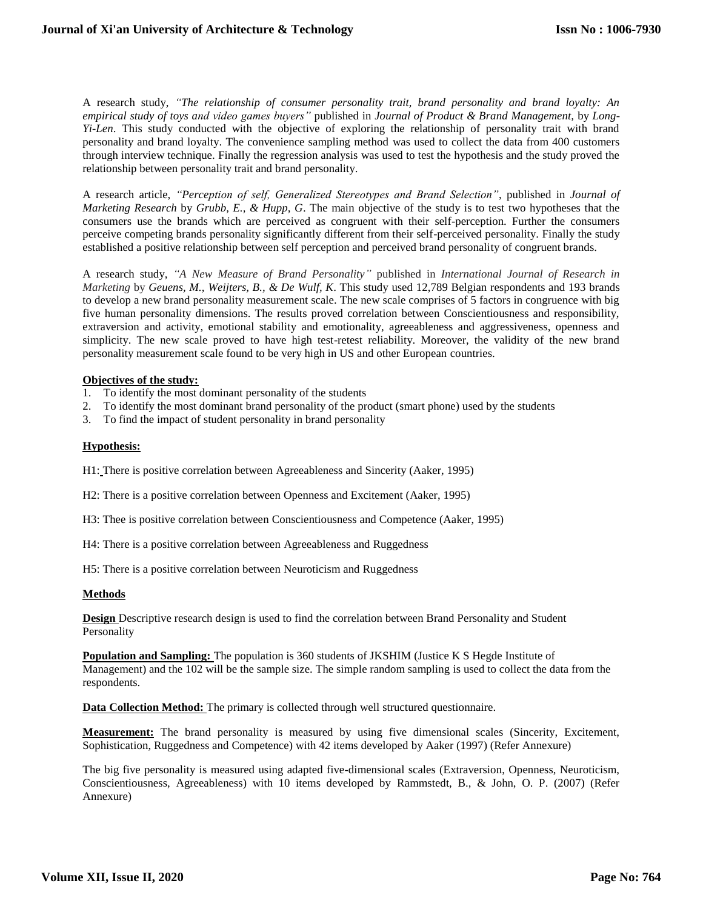A research study, *"The relationship of consumer personality trait, brand personality and brand loyalty: An empirical study of toys and video games buyers"* published in *Journal of Product & Brand Management,* by *Long-Yi-Len*. This study conducted with the objective of exploring the relationship of personality trait with brand personality and brand loyalty. The convenience sampling method was used to collect the data from 400 customers through interview technique. Finally the regression analysis was used to test the hypothesis and the study proved the relationship between personality trait and brand personality.

A research article, *"Perception of self, Generalized Stereotypes and Brand Selection"*, published in *Journal of Marketing Research* by *Grubb, E., & Hupp, G*. The main objective of the study is to test two hypotheses that the consumers use the brands which are perceived as congruent with their self-perception. Further the consumers perceive competing brands personality significantly different from their self-perceived personality. Finally the study established a positive relationship between self perception and perceived brand personality of congruent brands.

A research study, *"A New Measure of Brand Personality"* published in *International Journal of Research in Marketing* by *Geuens, M., Weijters, B., & De Wulf, K*. This study used 12,789 Belgian respondents and 193 brands to develop a new brand personality measurement scale. The new scale comprises of 5 factors in congruence with big five human personality dimensions. The results proved correlation between Conscientiousness and responsibility, extraversion and activity, emotional stability and emotionality, agreeableness and aggressiveness, openness and simplicity. The new scale proved to have high test-retest reliability. Moreover, the validity of the new brand personality measurement scale found to be very high in US and other European countries.

**Objectives of the study:**

1. To identify the most dominant personality of the students
2. To identify the most dominant brand personality of the product (smart phone) used by the students
3. To find the impact of student personality in brand personality

**Hypothesis:**

H1: There is positive correlation between Agreeableness and Sincerity (Aaker, 1995)

H2: There is a positive correlation between Openness and Excitement (Aaker, 1995)

H3: Thee is positive correlation between Conscientiousness and Competence (Aaker, 1995)

H4: There is a positive correlation between Agreeableness and Ruggedness

H5: There is a positive correlation between Neuroticism and Ruggedness

**Methods**

**Design** Descriptive research design is used to find the correlation between Brand Personality and Student Personality

**Population and Sampling:** The population is 360 students of JKSHIM (Justice K S Hegde Institute of Management) and the 102 will be the sample size. The simple random sampling is used to collect the data from the respondents.

**Data Collection Method:** The primary is collected through well structured questionnaire.

**Measurement:** The brand personality is measured by using five dimensional scales (Sincerity, Excitement, Sophistication, Ruggedness and Competence) with 42 items developed by Aaker (1997) (Refer Annexure)

The big five personality is measured using adapted five-dimensional scales (Extraversion, Openness, Neuroticism, Conscientiousness, Agreeableness) with 10 items developed by Rammstedt, B., & John, O. P. (2007) (Refer Annexure)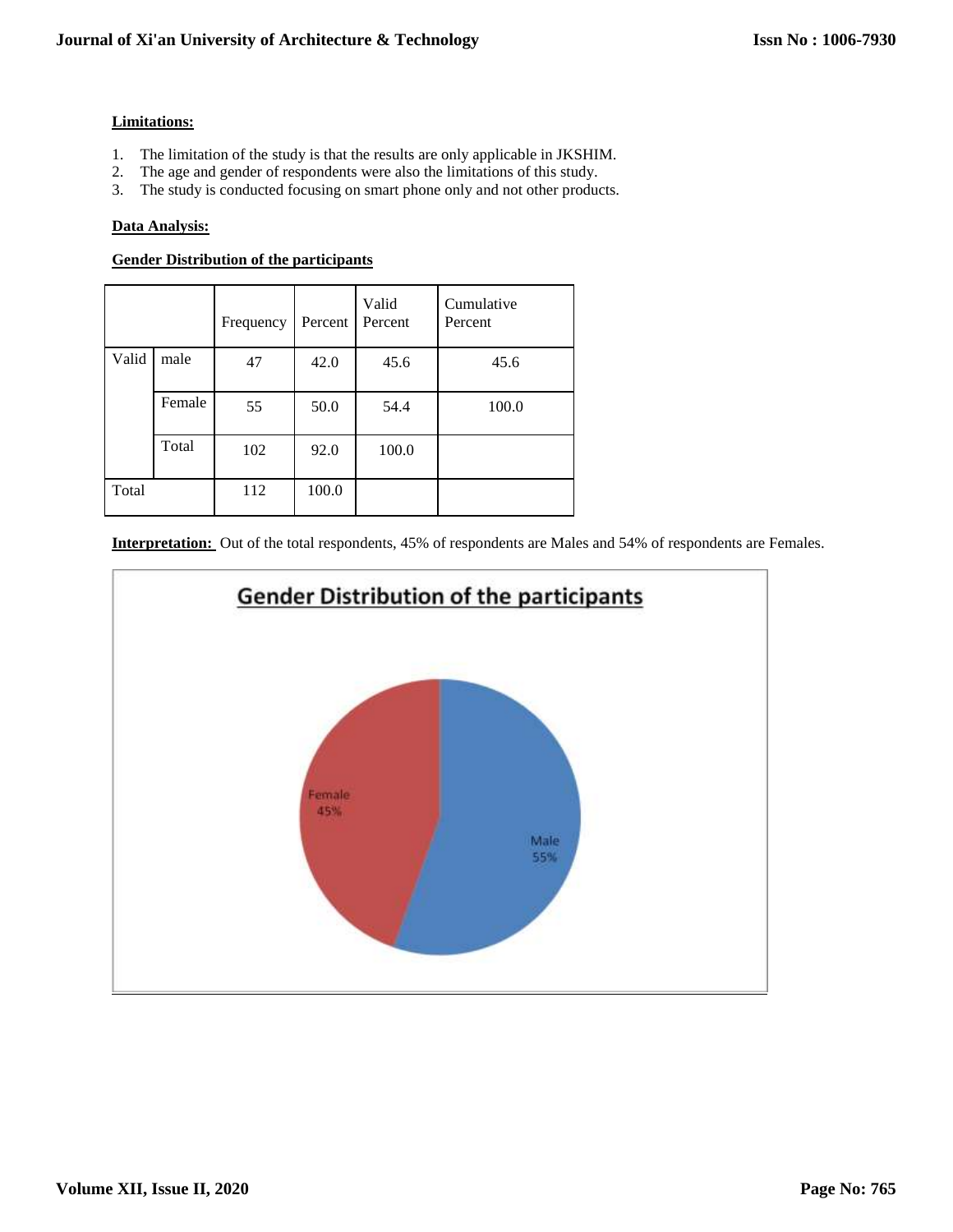**Limitations:**

1. The limitation of the study is that the results are only applicable in JKSHIM.
2. The age and gender of respondents were also the limitations of this study.
3. The study is conducted focusing on smart phone only and not other products.

**Data Analysis:**

**Gender Distribution of the participants**

| | | Frequency | Percent | Valid Percent | Cumulative Percent |
|---|---|---|---|---|---|
| Valid | male | 47 | 42.0 | 45.6 | 45.6 |
| | Female | 55 | 50.0 | 54.4 | 100.0 |
| | Total | 102 | 92.0 | 100.0 | |
| Total | | 112 | 100.0 | | |

**Interpretation:** Out of the total respondents, 45% of respondents are Males and 54% of respondents are Females.

**Gender Distribution of the participants**

Female 45%

Male 55%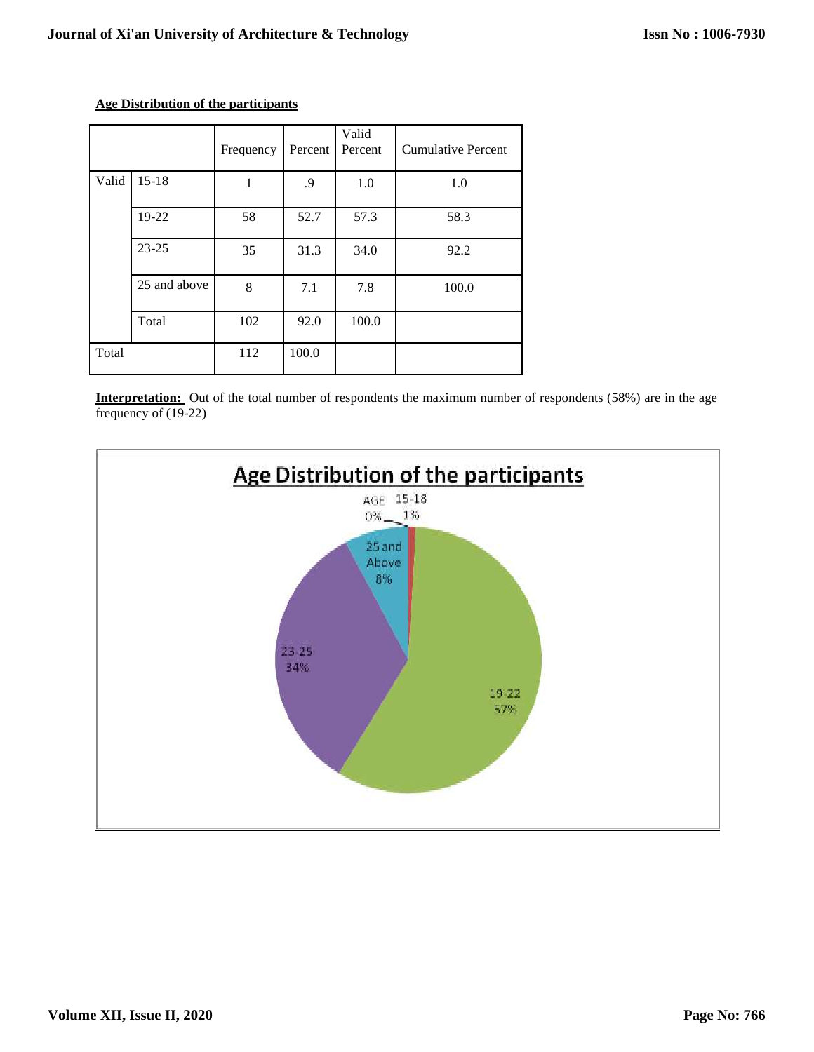**Age Distribution of the participants**

| | | Frequency | Percent | Valid Percent | Cumulative Percent |
|---|---|---|---|---|---|
| Valid | 15-18 | 1 | .9 | 1.0 | 1.0 |
| | 19-22 | 58 | 52.7 | 57.3 | 58.3 |
| | 23-25 | 35 | 31.3 | 34.0 | 92.2 |
| | 25 and above | 8 | 7.1 | 7.8 | 100.0 |
| | Total | 102 | 92.0 | 100.0 | |
| Total | | 112 | 100.0 | | |

**Interpretation:** Out of the total number of respondents the maximum number of respondents (58%) are in the age frequency of (19-22)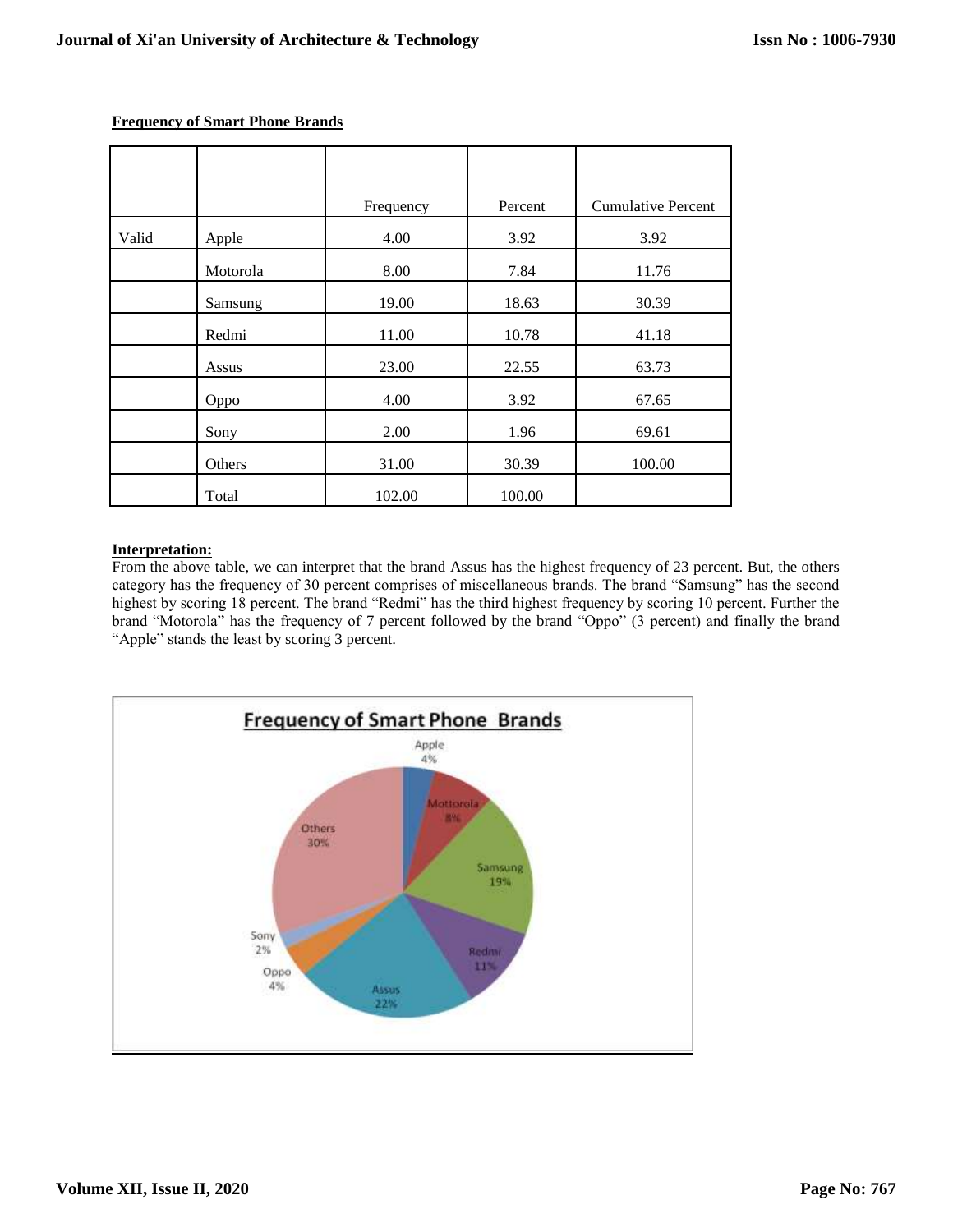**Frequency of Smart Phone Brands**

| | | Frequency | Percent | Cumulative Percent |
|---|---|---|---|---|
| Valid | Apple | 4.00 | 3.92 | 3.92 |
| | Motorola | 8.00 | 7.84 | 11.76 |
| | Samsung | 19.00 | 18.63 | 30.39 |
| | Redmi | 11.00 | 10.78 | 41.18 |
| | Assus | 23.00 | 22.55 | 63.73 |
| | Oppo | 4.00 | 3.92 | 67.65 |
| | Sony | 2.00 | 1.96 | 69.61 |
| | Others | 31.00 | 30.39 | 100.00 |
| | Total | 102.00 | 100.00 | |

**Interpretation:**

From the above table, we can interpret that the brand Assus has the highest frequency of 23 percent. But, the others category has the frequency of 30 percent comprises of miscellaneous brands. The brand "Samsung" has the second highest by scoring 18 percent. The brand "Redmi" has the third highest frequency by scoring 10 percent. Further the brand "Motorola" has the frequency of 7 percent followed by the brand "Oppo" (3 percent) and finally the brand "Apple" stands the least by scoring 3 percent.

**Frequency of Smart Phone Brands**

Apple 4%, Mottorola 8%, Samsung 19%, Redmi 11%, Assus 22%, Oppo 4%, Sony 2%, Others 30%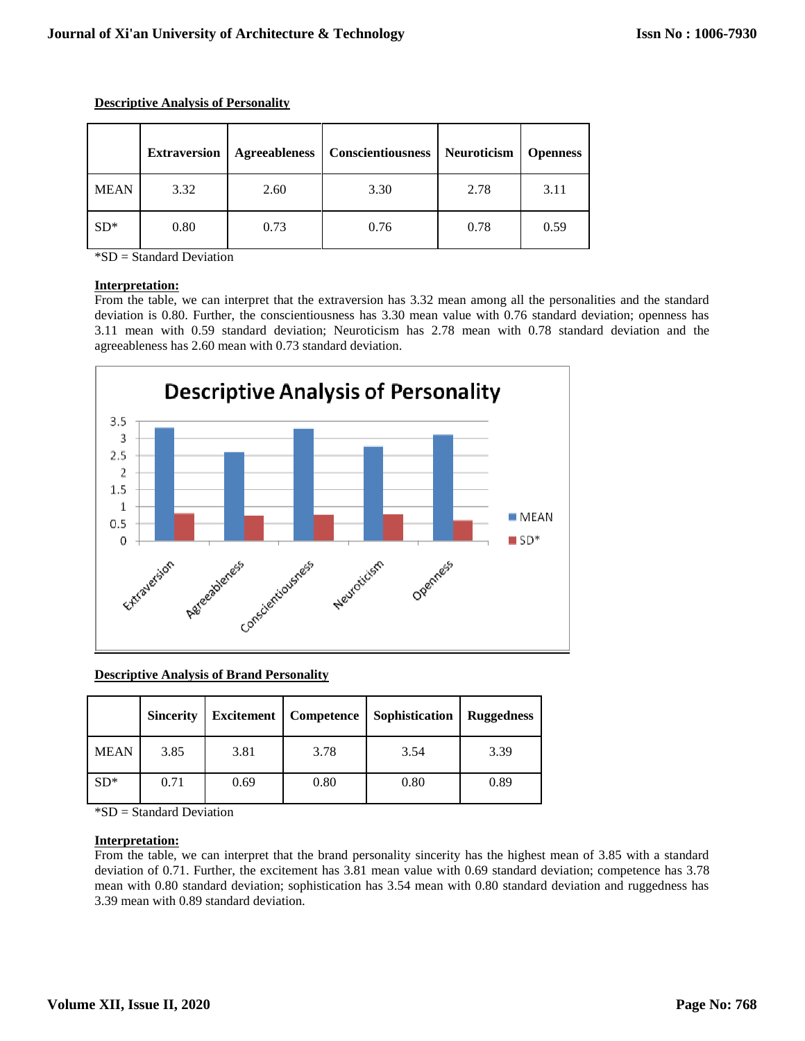**Descriptive Analysis of Personality**

| | Extraversion | Agreeableness | Conscientiousness | Neuroticism | Openness |
|---|---|---|---|---|---|
| MEAN | 3.32 | 2.60 | 3.30 | 2.78 | 3.11 |
| SD* | 0.80 | 0.73 | 0.76 | 0.78 | 0.59 |

*SD = Standard Deviation

**Interpretation:**

From the table, we can interpret that the extraversion has 3.32 mean among all the personalities and the standard deviation is 0.80. Further, the conscientiousness has 3.30 mean value with 0.76 standard deviation; openness has 3.11 mean with 0.59 standard deviation; Neuroticism has 2.78 mean with 0.78 standard deviation and the agreeableness has 2.60 mean with 0.73 standard deviation.

**Descriptive Analysis of Brand Personality**

| | Sincerity | Excitement | Competence | Sophistication | Ruggedness |
|---|---|---|---|---|---|
| MEAN | 3.85 | 3.81 | 3.78 | 3.54 | 3.39 |
| SD* | 0.71 | 0.69 | 0.80 | 0.80 | 0.89 |

*SD = Standard Deviation

**Interpretation:**

From the table, we can interpret that the brand personality sincerity has the highest mean of 3.85 with a standard deviation of 0.71. Further, the excitement has 3.81 mean value with 0.69 standard deviation; competence has 3.78 mean with 0.80 standard deviation; sophistication has 3.54 mean with 0.80 standard deviation and ruggedness has 3.39 mean with 0.89 standard deviation.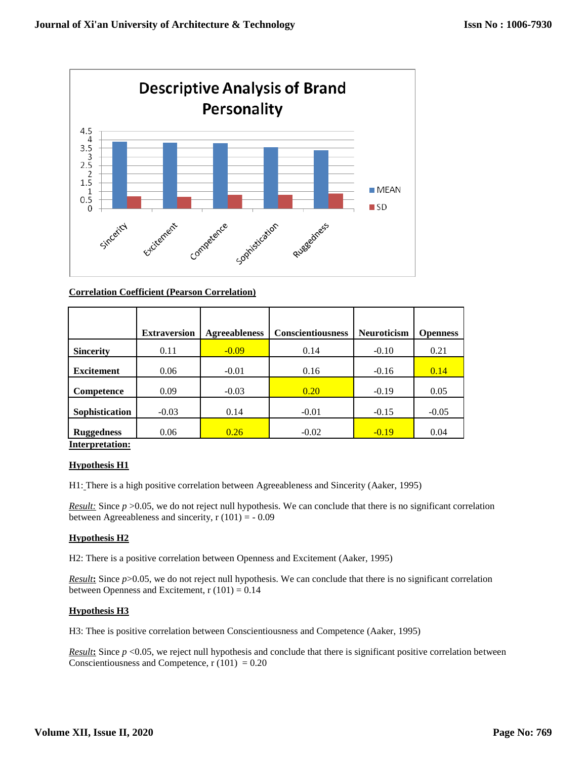**Correlation Coefficient (Pearson Correlation)**

| | Extraversion | Agreeableness | Conscientiousness | Neuroticism | Openness |
|---|---|---|---|---|---|
| **Sincerity** | 0.11 | -0.09 | 0.14 | -0.10 | 0.21 |
| **Excitement** | 0.06 | -0.01 | 0.16 | -0.16 | 0.14 |
| **Competence** | 0.09 | -0.03 | 0.20 | -0.19 | 0.05 |
| **Sophistication** | -0.03 | 0.14 | -0.01 | -0.15 | -0.05 |
| **Ruggedness** | 0.06 | 0.26 | -0.02 | -0.19 | 0.04 |

**Interpretation:**

**Hypothesis H1**

H1: There is a high positive correlation between Agreeableness and Sincerity (Aaker, 1995)

*Result:* Since $p$ >0.05, we do not reject null hypothesis. We can conclude that there is no significant correlation between Agreeableness and sincerity, r (101) = - 0.09

**Hypothesis H2**

H2: There is a positive correlation between Openness and Excitement (Aaker, 1995)

*Result*: Since $p$>0.05, we do not reject null hypothesis. We can conclude that there is no significant correlation between Openness and Excitement, r (101) = 0.14

**Hypothesis H3**

H3: Thee is positive correlation between Conscientiousness and Competence (Aaker, 1995)

*Result*: Since $p$ <0.05, we reject null hypothesis and conclude that there is significant positive correlation between Conscientiousness and Competence, r (101) = 0.20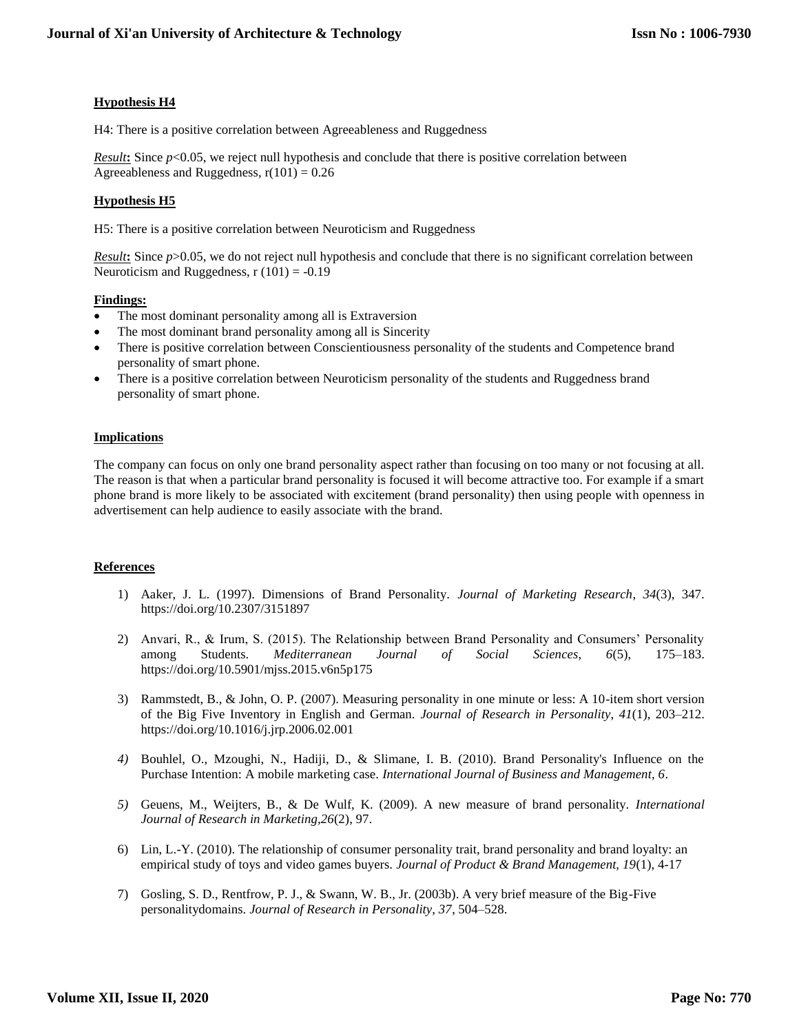**Hypothesis H4**

H4: There is a positive correlation between Agreeableness and Ruggedness

***Result*:** Since $p<0.05$, we reject null hypothesis and conclude that there is positive correlation between Agreeableness and Ruggedness, $r(101) = 0.26$

**Hypothesis H5**

H5: There is a positive correlation between Neuroticism and Ruggedness

***Result*:** Since $p>0.05$, we do not reject null hypothesis and conclude that there is no significant correlation between Neuroticism and Ruggedness, $r(101) = -0.19$

**Findings:**

- The most dominant personality among all is Extraversion
- The most dominant brand personality among all is Sincerity
- There is positive correlation between Conscientiousness personality of the students and Competence brand personality of smart phone.
- There is a positive correlation between Neuroticism personality of the students and Ruggedness brand personality of smart phone.

**Implications**

The company can focus on only one brand personality aspect rather than focusing on too many or not focusing at all. The reason is that when a particular brand personality is focused it will become attractive too. For example if a smart phone brand is more likely to be associated with excitement (brand personality) then using people with openness in advertisement can help audience to easily associate with the brand.

**References**

1) Aaker, J. L. (1997). Dimensions of Brand Personality. *Journal of Marketing Research*, *34*(3), 347. https://doi.org/10.2307/3151897

2) Anvari, R., & Irum, S. (2015). The Relationship between Brand Personality and Consumers' Personality among Students. *Mediterranean Journal of Social Sciences*, *6*(5), 175–183. https://doi.org/10.5901/mjss.2015.v6n5p175

3) Rammstedt, B., & John, O. P. (2007). Measuring personality in one minute or less: A 10-item short version of the Big Five Inventory in English and German. *Journal of Research in Personality*, *41*(1), 203–212. https://doi.org/10.1016/j.jrp.2006.02.001

4) Bouhlel, O., Mzoughi, N., Hadiji, D., & Slimane, I. B. (2010). Brand Personality's Influence on the Purchase Intention: A mobile marketing case. *International Journal of Business and Management*, *6*.

5) Geuens, M., Weijters, B., & De Wulf, K. (2009). A new measure of brand personality. *International Journal of Research in Marketing,26*(2), 97.

6) Lin, L.-Y. (2010). The relationship of consumer personality trait, brand personality and brand loyalty: an empirical study of toys and video games buyers. *Journal of Product & Brand Management, 19*(1), 4-17

7) Gosling, S. D., Rentfrow, P. J., & Swann, W. B., Jr. (2003b). A very brief measure of the Big-Five personalitydomains. *Journal of Research in Personality, 37*, 504–528.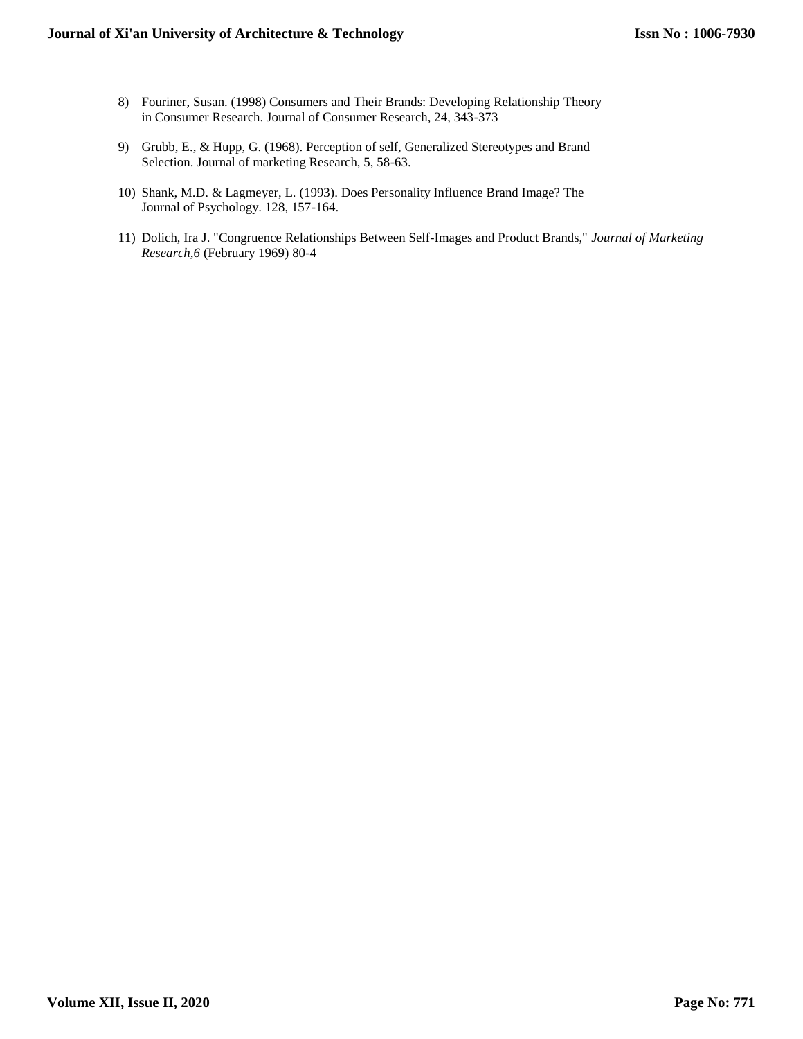8) Fouriner, Susan. (1998) Consumers and Their Brands: Developing Relationship Theory in Consumer Research. Journal of Consumer Research, 24, 343-373

9) Grubb, E., & Hupp, G. (1968). Perception of self, Generalized Stereotypes and Brand Selection. Journal of marketing Research, 5, 58-63.

10) Shank, M.D. & Lagmeyer, L. (1993). Does Personality Influence Brand Image? The Journal of Psychology. 128, 157-164.

11) Dolich, Ira J. "Congruence Relationships Between Self-Images and Product Brands," *Journal of Marketing Research,6* (February 1969) 80-4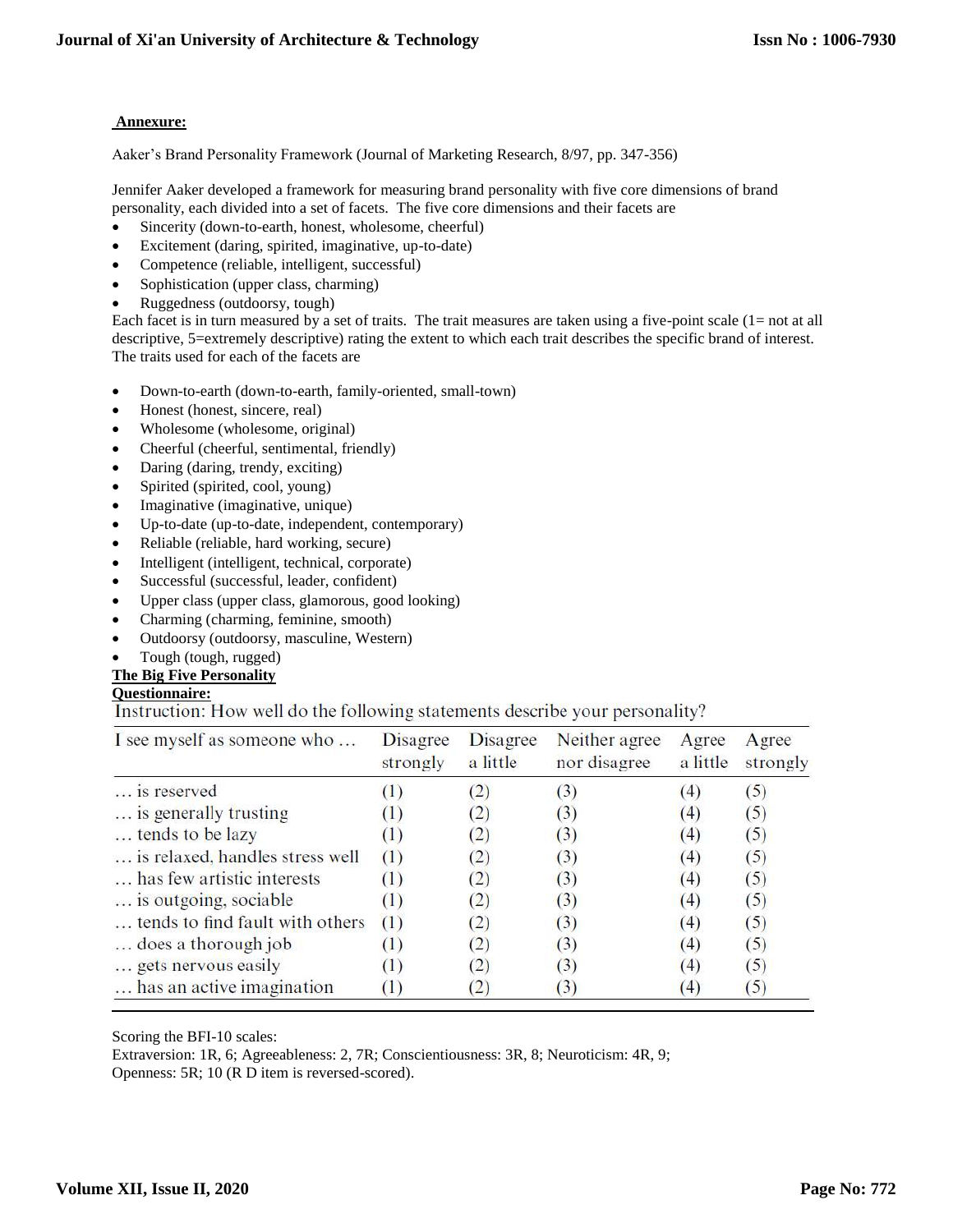**Annexure:**

Aaker's Brand Personality Framework (Journal of Marketing Research, 8/97, pp. 347-356)

Jennifer Aaker developed a framework for measuring brand personality with five core dimensions of brand personality, each divided into a set of facets. The five core dimensions and their facets are

- Sincerity (down-to-earth, honest, wholesome, cheerful)
- Excitement (daring, spirited, imaginative, up-to-date)
- Competence (reliable, intelligent, successful)
- Sophistication (upper class, charming)
- Ruggedness (outdoorsy, tough)

Each facet is in turn measured by a set of traits. The trait measures are taken using a five-point scale (1= not at all descriptive, 5=extremely descriptive) rating the extent to which each trait describes the specific brand of interest. The traits used for each of the facets are

- Down-to-earth (down-to-earth, family-oriented, small-town)
- Honest (honest, sincere, real)
- Wholesome (wholesome, original)
- Cheerful (cheerful, sentimental, friendly)
- Daring (daring, trendy, exciting)
- Spirited (spirited, cool, young)
- Imaginative (imaginative, unique)
- Up-to-date (up-to-date, independent, contemporary)
- Reliable (reliable, hard working, secure)
- Intelligent (intelligent, technical, corporate)
- Successful (successful, leader, confident)
- Upper class (upper class, glamorous, good looking)
- Charming (charming, feminine, smooth)
- Outdoorsy (outdoorsy, masculine, Western)
- Tough (tough, rugged)

**The Big Five Personality**

**Questionnaire:**

Instruction: How well do the following statements describe your personality?

| I see myself as someone who … | Disagree strongly | Disagree a little | Neither agree nor disagree | Agree a little | Agree strongly |
|---|---|---|---|---|---|
| … is reserved | (1) | (2) | (3) | (4) | (5) |
| … is generally trusting | (1) | (2) | (3) | (4) | (5) |
| … tends to be lazy | (1) | (2) | (3) | (4) | (5) |
| … is relaxed, handles stress well | (1) | (2) | (3) | (4) | (5) |
| … has few artistic interests | (1) | (2) | (3) | (4) | (5) |
| … is outgoing, sociable | (1) | (2) | (3) | (4) | (5) |
| … tends to find fault with others | (1) | (2) | (3) | (4) | (5) |
| … does a thorough job | (1) | (2) | (3) | (4) | (5) |
| … gets nervous easily | (1) | (2) | (3) | (4) | (5) |
| … has an active imagination | (1) | (2) | (3) | (4) | (5) |

Scoring the BFI-10 scales:
Extraversion: 1R, 6; Agreeableness: 2, 7R; Conscientiousness: 3R, 8; Neuroticism: 4R, 9;
Openness: 5R; 10 (R D item is reversed-scored).